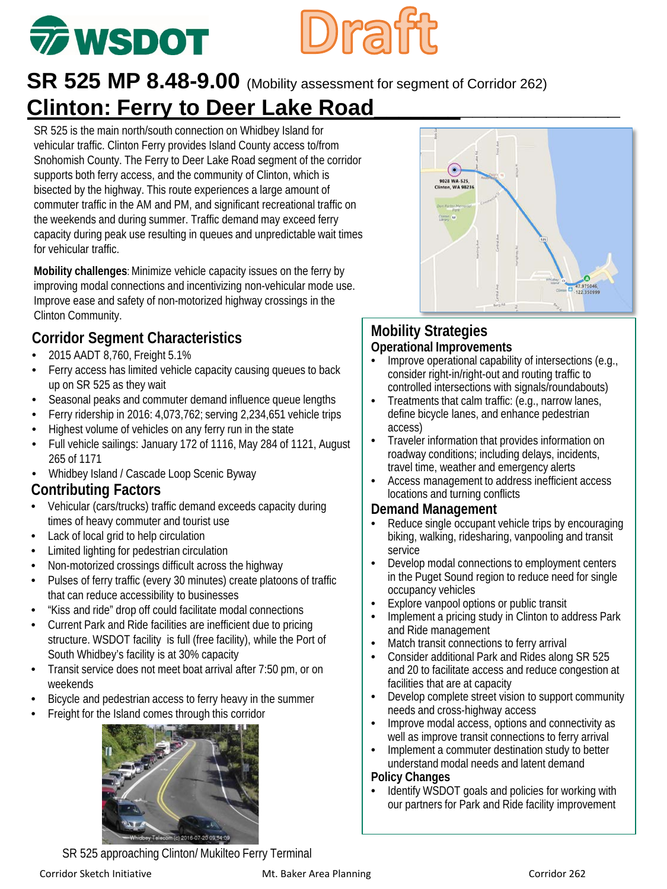WSDOT **Draft**

# SR 525 MP 8.48-9.00 (Mobility assessment for segment of Corridor 262)

## Clinton: Ferry to Deer Lake Road

SR 525 is the main north/south connection on Whidbey Island for vehicular traffic. Clinton Ferry provides Island County access to/from Snohomish County. The Ferry to Deer Lake Road segment of the corridor supports both ferry access, and the community of Clinton, which is bisected by the highway. This route experiences a large amount of commuter traffic in the AM and PM, and significant recreational traffic on the weekends and during summer. Traffic demand may exceed ferry capacity during peak use resulting in queues and unpredictable wait times for vehicular traffic.

**Mobility challenges**: Minimize vehicle capacity issues on the ferry by improving modal connections and incentivizing non-vehicular mode use. Improve ease and safety of non-motorized highway crossings in the Clinton Community.

### Corridor Segment Characteristics

- 2015 AADT 8,760, Freight 5.1%
- Ferry access has limited vehicle capacity causing queues to back up on SR 525 as they wait
- Seasonal peaks and commuter demand influence queue lengths
- Ferry ridership in 2016: 4,073,762; serving 2,234,651 vehicle trips
- Highest volume of vehicles on any ferry run in the state
- Full vehicle sailings: January 172 of 1116, May 284 of 1121, August 265 of 1171
- Whidbey Island / Cascade Loop Scenic Byway

### Contributing Factors

- Vehicular (cars/trucks) traffic demand exceeds capacity during times of heavy commuter and tourist use
- Lack of local grid to help circulation
- Limited lighting for pedestrian circulation
- Non-motorized crossings difficult across the highway
- Pulses of ferry traffic (every 30 minutes) create platoons of traffic that can reduce accessibility to businesses
- "Kiss and ride" drop off could facilitate modal connections
- Current Park and Ride facilities are inefficient due to pricing structure. WSDOT facility is full (free facility), while the Port of South Whidbey's facility is at 30% capacity
- Transit service does not meet boat arrival after 7:50 pm, or on weekends
- Bicycle and pedestrian access to ferry heavy in the summer
- Freight for the Island comes through this corridor

SR 525 approaching Clinton/ Mukilteo Ferry Terminal

### Mobility Strategies

#### Operational Improvements

- Improve operational capability of intersections (e.g., consider right-in/right-out and routing traffic to controlled intersections with signals/roundabouts)
- Treatments that calm traffic: (e.g., narrow lanes, define bicycle lanes, and enhance pedestrian access)
- Traveler information that provides information on roadway conditions; including delays, incidents, travel time, weather and emergency alerts
- Access management to address inefficient access locations and turning conflicts

#### Demand Management

- Reduce single occupant vehicle trips by encouraging biking, walking, ridesharing, vanpooling and transit service
- Develop modal connections to employment centers in the Puget Sound region to reduce need for single occupancy vehicles
- Explore vanpool options or public transit
- Implement a pricing study in Clinton to address Park and Ride management
- Match transit connections to ferry arrival
- Consider additional Park and Rides along SR 525 and 20 to facilitate access and reduce congestion at facilities that are at capacity
- Develop complete street vision to support community needs and cross-highway access
- Improve modal access, options and connectivity as well as improve transit connections to ferry arrival
- Implement a commuter destination study to better understand modal needs and latent demand

#### Policy Changes

- Identify WSDOT goals and policies for working with our partners for Park and Ride facility improvement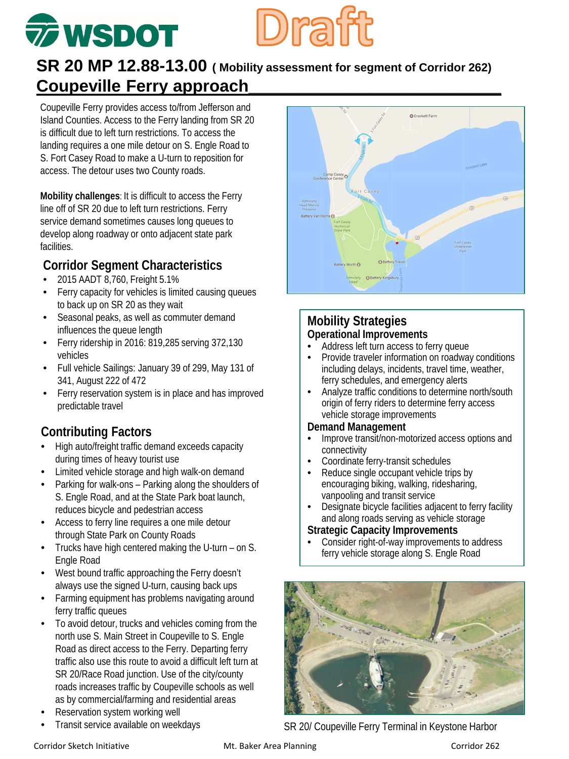Draft

# SR 20 MP 12.88-13.00 ( Mobility assessment for segment of Corridor 262)

## Coupeville Ferry approach

Coupeville Ferry provides access to/from Jefferson and Island Counties. Access to the Ferry landing from SR 20 is difficult due to left turn restrictions. To access the landing requires a one mile detour on S. Engle Road to S. Fort Casey Road to make a U-turn to reposition for access. The detour uses two County roads.

**Mobility challenges**: It is difficult to access the Ferry line off of SR 20 due to left turn restrictions. Ferry service demand sometimes causes long queues to develop along roadway or onto adjacent state park facilities.

### Corridor Segment Characteristics

- 2015 AADT 8,760, Freight 5.1%
- Ferry capacity for vehicles is limited causing queues to back up on SR 20 as they wait
- Seasonal peaks, as well as commuter demand influences the queue length
- Ferry ridership in 2016: 819,285 serving 372,130 vehicles
- Full vehicle Sailings: January 39 of 299, May 131 of 341, August 222 of 472
- Ferry reservation system is in place and has improved predictable travel

### Contributing Factors

- High auto/freight traffic demand exceeds capacity during times of heavy tourist use
- Limited vehicle storage and high walk-on demand
- Parking for walk-ons – Parking along the shoulders of S. Engle Road, and at the State Park boat launch, reduces bicycle and pedestrian access
- Access to ferry line requires a one mile detour through State Park on County Roads
- Trucks have high centered making the U-turn – on S. Engle Road
- West bound traffic approaching the Ferry doesn't always use the signed U-turn, causing back ups
- Farming equipment has problems navigating around ferry traffic queues
- To avoid detour, trucks and vehicles coming from the north use S. Main Street in Coupeville to S. Engle Road as direct access to the Ferry. Departing ferry traffic also use this route to avoid a difficult left turn at SR 20/Race Road junction. Use of the city/county roads increases traffic by Coupeville schools as well as by commercial/farming and residential areas
- Reservation system working well
- Transit service available on weekdays

### Mobility Strategies

**Operational Improvements**

- Address left turn access to ferry queue
- Provide traveler information on roadway conditions including delays, incidents, travel time, weather, ferry schedules, and emergency alerts
- Analyze traffic conditions to determine north/south origin of ferry riders to determine ferry access vehicle storage improvements

**Demand Management**

- Improve transit/non-motorized access options and connectivity
- Coordinate ferry-transit schedules
- Reduce single occupant vehicle trips by encouraging biking, walking, ridesharing, vanpooling and transit service
- Designate bicycle facilities adjacent to ferry facility and along roads serving as vehicle storage

**Strategic Capacity Improvements**

- Consider right-of-way improvements to address ferry vehicle storage along S. Engle Road

SR 20/ Coupeville Ferry Terminal in Keystone Harbor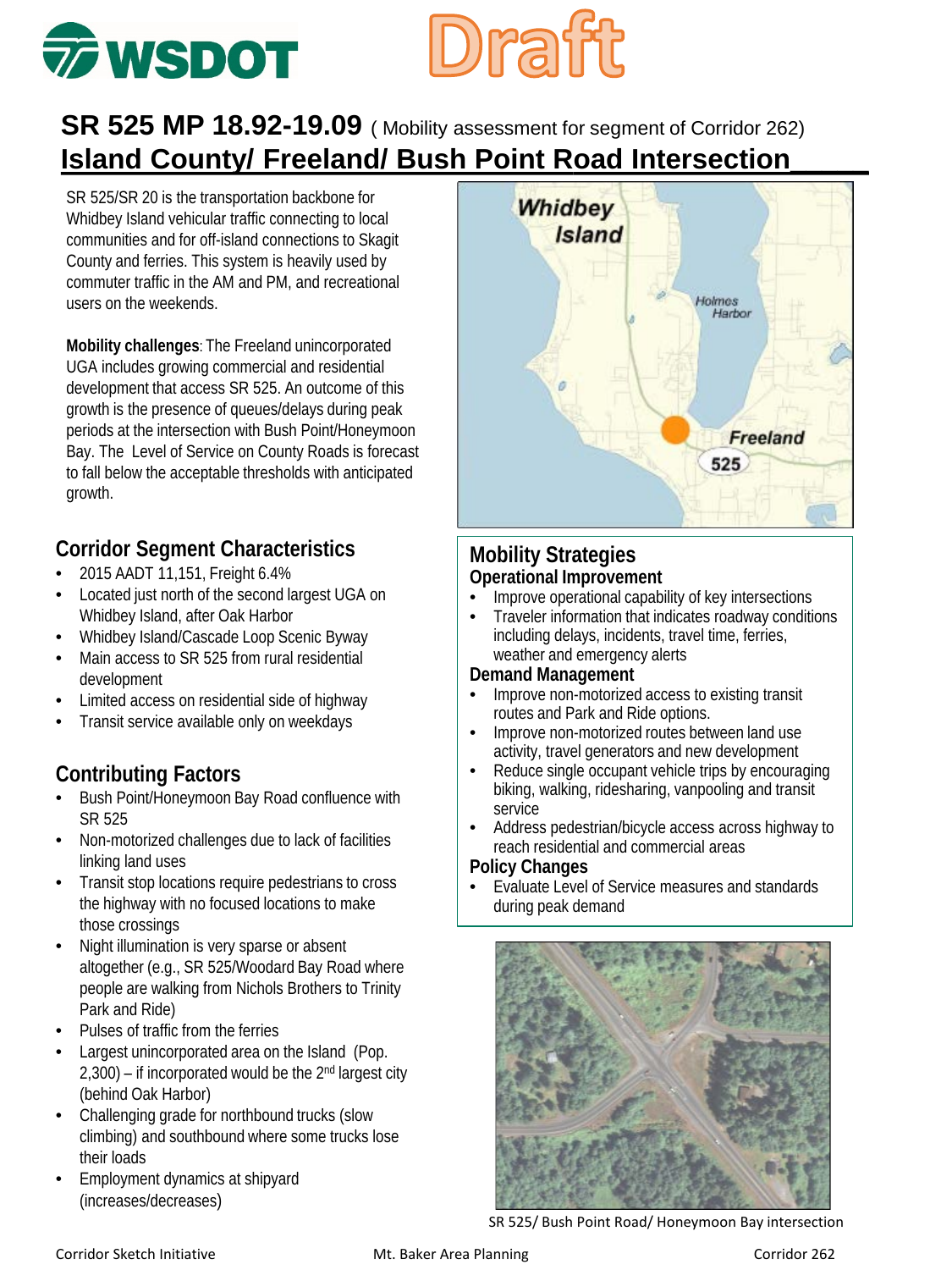Draft

# SR 525 MP 18.92-19.09 ( Mobility assessment for segment of Corridor 262)

## Island County/ Freeland/ Bush Point Road Intersection

SR 525/SR 20 is the transportation backbone for Whidbey Island vehicular traffic connecting to local communities and for off-island connections to Skagit County and ferries. This system is heavily used by commuter traffic in the AM and PM, and recreational users on the weekends.

**Mobility challenges**: The Freeland unincorporated UGA includes growing commercial and residential development that access SR 525. An outcome of this growth is the presence of queues/delays during peak periods at the intersection with Bush Point/Honeymoon Bay. The Level of Service on County Roads is forecast to fall below the acceptable thresholds with anticipated growth.

## Corridor Segment Characteristics

- 2015 AADT 11,151, Freight 6.4%
- Located just north of the second largest UGA on Whidbey Island, after Oak Harbor
- Whidbey Island/Cascade Loop Scenic Byway
- Main access to SR 525 from rural residential development
- Limited access on residential side of highway
- Transit service available only on weekdays

## Contributing Factors

- Bush Point/Honeymoon Bay Road confluence with SR 525
- Non-motorized challenges due to lack of facilities linking land uses
- Transit stop locations require pedestrians to cross the highway with no focused locations to make those crossings
- Night illumination is very sparse or absent altogether (e.g., SR 525/Woodard Bay Road where people are walking from Nichols Brothers to Trinity Park and Ride)
- Pulses of traffic from the ferries
- Largest unincorporated area on the Island (Pop. 2,300) – if incorporated would be the 2nd largest city (behind Oak Harbor)
- Challenging grade for northbound trucks (slow climbing) and southbound where some trucks lose their loads
- Employment dynamics at shipyard (increases/decreases)

## Mobility Strategies

### Operational Improvement

- Improve operational capability of key intersections
- Traveler information that indicates roadway conditions including delays, incidents, travel time, ferries, weather and emergency alerts

### Demand Management

- Improve non-motorized access to existing transit routes and Park and Ride options.
- Improve non-motorized routes between land use activity, travel generators and new development
- Reduce single occupant vehicle trips by encouraging biking, walking, ridesharing, vanpooling and transit service
- Address pedestrian/bicycle access across highway to reach residential and commercial areas

### Policy Changes

- Evaluate Level of Service measures and standards during peak demand

SR 525/ Bush Point Road/ Honeymoon Bay intersection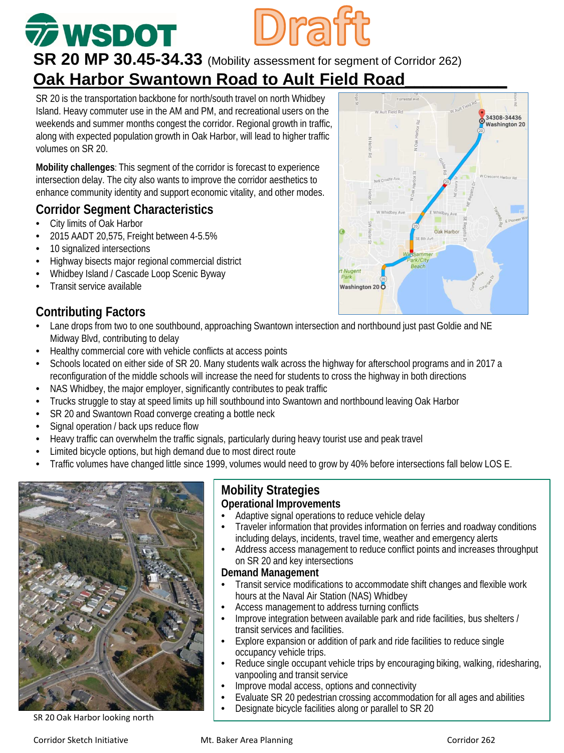Draft

# SR 20 MP 30.45-34.33 (Mobility assessment for segment of Corridor 262)

## Oak Harbor Swantown Road to Ault Field Road

SR 20 is the transportation backbone for north/south travel on north Whidbey Island. Heavy commuter use in the AM and PM, and recreational users on the weekends and summer months congest the corridor. Regional growth in traffic, along with expected population growth in Oak Harbor, will lead to higher traffic volumes on SR 20.

**Mobility challenges**: This segment of the corridor is forecast to experience intersection delay. The city also wants to improve the corridor aesthetics to enhance community identity and support economic vitality, and other modes.

### Corridor Segment Characteristics

- City limits of Oak Harbor
- 2015 AADT 20,575, Freight between 4-5.5%
- 10 signalized intersections
- Highway bisects major regional commercial district
- Whidbey Island / Cascade Loop Scenic Byway
- Transit service available

### Contributing Factors

- Lane drops from two to one southbound, approaching Swantown intersection and northbound just past Goldie and NE Midway Blvd, contributing to delay
- Healthy commercial core with vehicle conflicts at access points
- Schools located on either side of SR 20. Many students walk across the highway for afterschool programs and in 2017 a reconfiguration of the middle schools will increase the need for students to cross the highway in both directions
- NAS Whidbey, the major employer, significantly contributes to peak traffic
- Trucks struggle to stay at speed limits up hill southbound into Swantown and northbound leaving Oak Harbor
- SR 20 and Swantown Road converge creating a bottle neck
- Signal operation / back ups reduce flow
- Heavy traffic can overwhelm the traffic signals, particularly during heavy tourist use and peak travel
- Limited bicycle options, but high demand due to most direct route
- Traffic volumes have changed little since 1999, volumes would need to grow by 40% before intersections fall below LOS E.

SR 20 Oak Harbor looking north

### Mobility Strategies

#### Operational Improvements

- Adaptive signal operations to reduce vehicle delay
- Traveler information that provides information on ferries and roadway conditions including delays, incidents, travel time, weather and emergency alerts
- Address access management to reduce conflict points and increases throughput on SR 20 and key intersections

#### Demand Management

- Transit service modifications to accommodate shift changes and flexible work hours at the Naval Air Station (NAS) Whidbey
- Access management to address turning conflicts
- Improve integration between available park and ride facilities, bus shelters / transit services and facilities.
- Explore expansion or addition of park and ride facilities to reduce single occupancy vehicle trips.
- Reduce single occupant vehicle trips by encouraging biking, walking, ridesharing, vanpooling and transit service
- Improve modal access, options and connectivity
- Evaluate SR 20 pedestrian crossing accommodation for all ages and abilities
- Designate bicycle facilities along or parallel to SR 20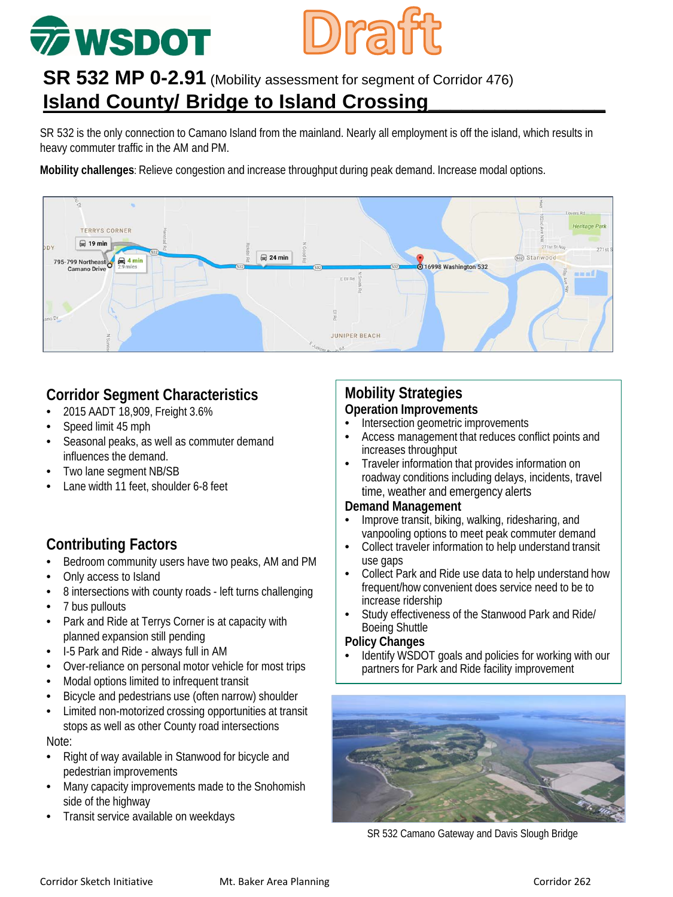Draft

# SR 532 MP 0-2.91 (Mobility assessment for segment of Corridor 476)

## Island County/ Bridge to Island Crossing

SR 532 is the only connection to Camano Island from the mainland. Nearly all employment is off the island, which results in heavy commuter traffic in the AM and PM.

**Mobility challenges**: Relieve congestion and increase throughput during peak demand. Increase modal options.

## Corridor Segment Characteristics

- 2015 AADT 18,909, Freight 3.6%
- Speed limit 45 mph
- Seasonal peaks, as well as commuter demand influences the demand.
- Two lane segment NB/SB
- Lane width 11 feet, shoulder 6-8 feet

## Contributing Factors

- Bedroom community users have two peaks, AM and PM
- Only access to Island
- 8 intersections with county roads - left turns challenging
- 7 bus pullouts
- Park and Ride at Terrys Corner is at capacity with planned expansion still pending
- I-5 Park and Ride - always full in AM
- Over-reliance on personal motor vehicle for most trips
- Modal options limited to infrequent transit
- Bicycle and pedestrians use (often narrow) shoulder
- Limited non-motorized crossing opportunities at transit stops as well as other County road intersections

Note:

- Right of way available in Stanwood for bicycle and pedestrian improvements
- Many capacity improvements made to the Snohomish side of the highway
- Transit service available on weekdays

## Mobility Strategies

### Operation Improvements

- Intersection geometric improvements
- Access management that reduces conflict points and increases throughput
- Traveler information that provides information on roadway conditions including delays, incidents, travel time, weather and emergency alerts

### Demand Management

- Improve transit, biking, walking, ridesharing, and vanpooling options to meet peak commuter demand
- Collect traveler information to help understand transit use gaps
- Collect Park and Ride use data to help understand how frequent/how convenient does service need to be to increase ridership
- Study effectiveness of the Stanwood Park and Ride/ Boeing Shuttle

### Policy Changes

- Identify WSDOT goals and policies for working with our partners for Park and Ride facility improvement

SR 532 Camano Gateway and Davis Slough Bridge